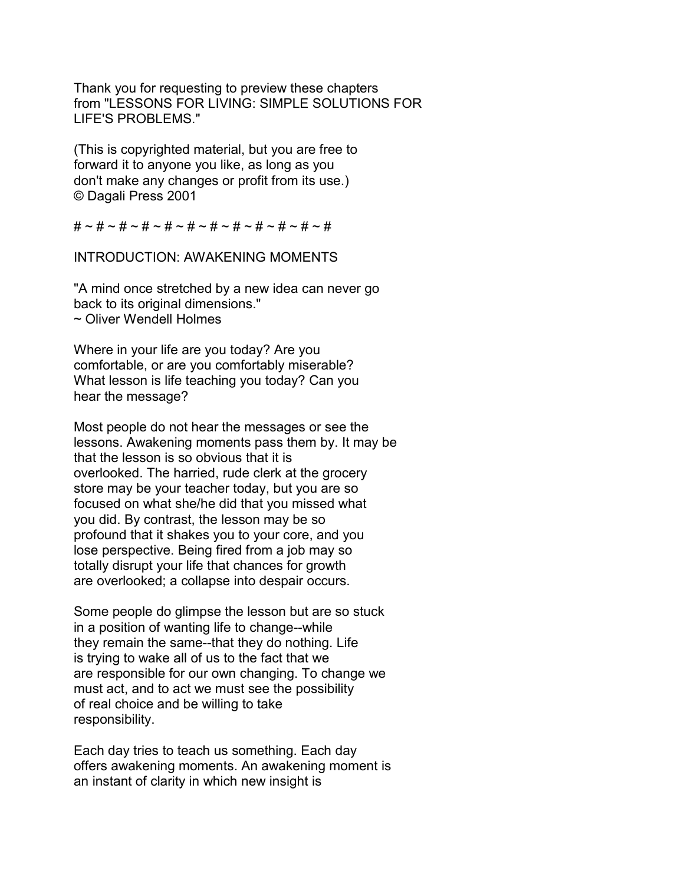Thank you for requesting to preview these chapters from "LESSONS FOR LIVING: SIMPLE SOLUTIONS FOR LIFE'S PROBLEMS."

(This is copyrighted material, but you are free to forward it to anyone you like, as long as you don't make any changes or profit from its use.)
© Dagali Press 2001

# ~ # ~ # ~ # ~ # ~ # ~ # ~ # ~ # ~ # ~ # ~ # ~ #

## INTRODUCTION: AWAKENING MOMENTS

"A mind once stretched by a new idea can never go back to its original dimensions."
~ Oliver Wendell Holmes

Where in your life are you today? Are you comfortable, or are you comfortably miserable? What lesson is life teaching you today? Can you hear the message?

Most people do not hear the messages or see the lessons. Awakening moments pass them by. It may be that the lesson is so obvious that it is overlooked. The harried, rude clerk at the grocery store may be your teacher today, but you are so focused on what she/he did that you missed what you did. By contrast, the lesson may be so profound that it shakes you to your core, and you lose perspective. Being fired from a job may so totally disrupt your life that chances for growth are overlooked; a collapse into despair occurs.

Some people do glimpse the lesson but are so stuck in a position of wanting life to change--while they remain the same--that they do nothing. Life is trying to wake all of us to the fact that we are responsible for our own changing. To change we must act, and to act we must see the possibility of real choice and be willing to take responsibility.

Each day tries to teach us something. Each day offers awakening moments. An awakening moment is an instant of clarity in which new insight is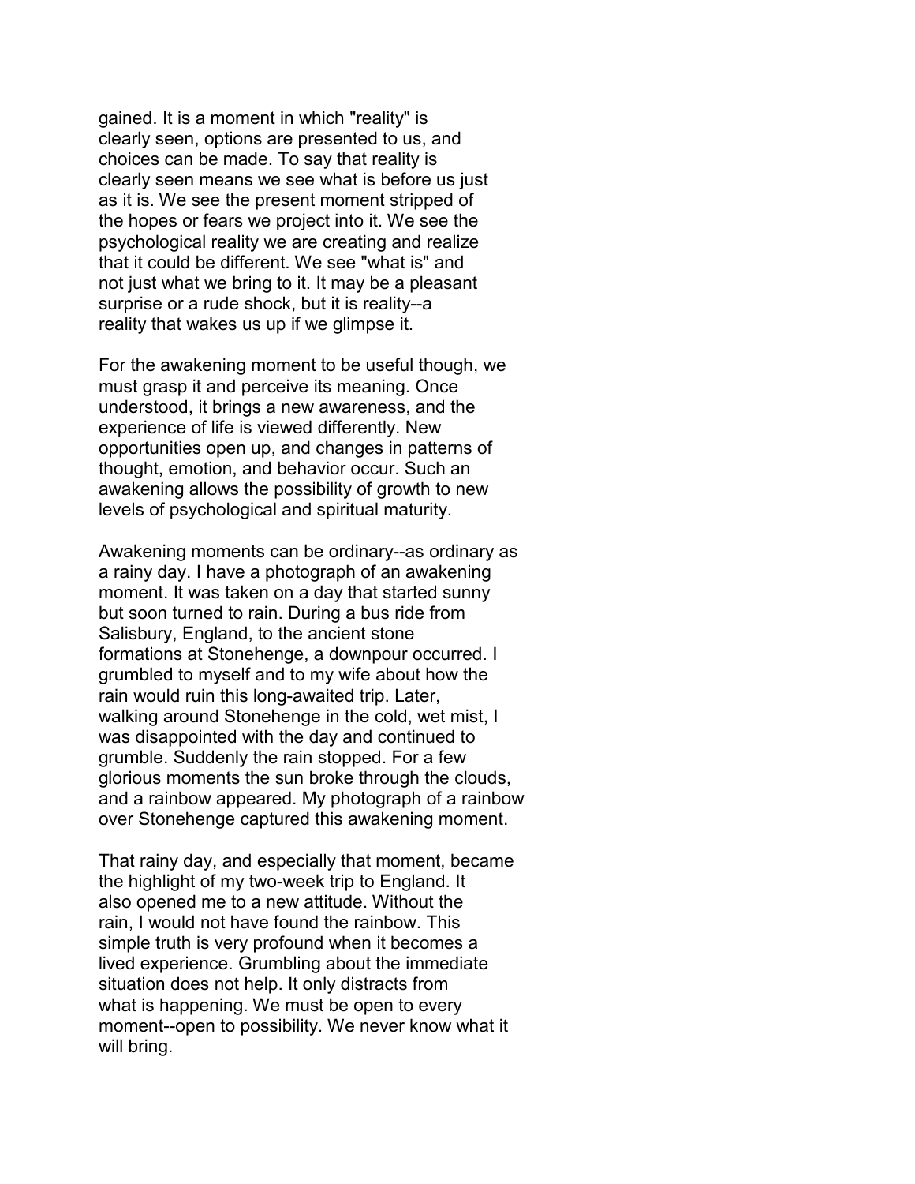gained. It is a moment in which "reality" is clearly seen, options are presented to us, and choices can be made. To say that reality is clearly seen means we see what is before us just as it is. We see the present moment stripped of the hopes or fears we project into it. We see the psychological reality we are creating and realize that it could be different. We see "what is" and not just what we bring to it. It may be a pleasant surprise or a rude shock, but it is reality--a reality that wakes us up if we glimpse it.

For the awakening moment to be useful though, we must grasp it and perceive its meaning. Once understood, it brings a new awareness, and the experience of life is viewed differently. New opportunities open up, and changes in patterns of thought, emotion, and behavior occur. Such an awakening allows the possibility of growth to new levels of psychological and spiritual maturity.

Awakening moments can be ordinary--as ordinary as a rainy day. I have a photograph of an awakening moment. It was taken on a day that started sunny but soon turned to rain. During a bus ride from Salisbury, England, to the ancient stone formations at Stonehenge, a downpour occurred. I grumbled to myself and to my wife about how the rain would ruin this long-awaited trip. Later, walking around Stonehenge in the cold, wet mist, I was disappointed with the day and continued to grumble. Suddenly the rain stopped. For a few glorious moments the sun broke through the clouds, and a rainbow appeared. My photograph of a rainbow over Stonehenge captured this awakening moment.

That rainy day, and especially that moment, became the highlight of my two-week trip to England. It also opened me to a new attitude. Without the rain, I would not have found the rainbow. This simple truth is very profound when it becomes a lived experience. Grumbling about the immediate situation does not help. It only distracts from what is happening. We must be open to every moment--open to possibility. We never know what it will bring.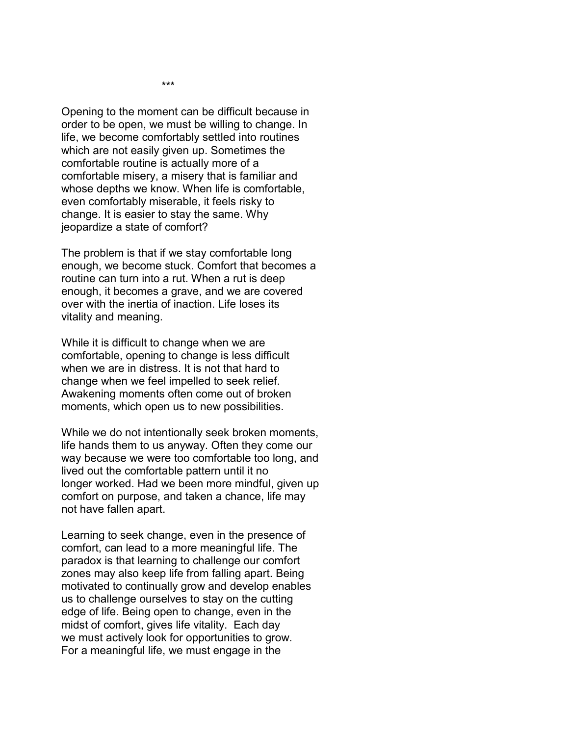***

Opening to the moment can be difficult because in order to be open, we must be willing to change. In life, we become comfortably settled into routines which are not easily given up. Sometimes the comfortable routine is actually more of a comfortable misery, a misery that is familiar and whose depths we know. When life is comfortable, even comfortably miserable, it feels risky to change. It is easier to stay the same. Why jeopardize a state of comfort?

The problem is that if we stay comfortable long enough, we become stuck. Comfort that becomes a routine can turn into a rut. When a rut is deep enough, it becomes a grave, and we are covered over with the inertia of inaction. Life loses its vitality and meaning.

While it is difficult to change when we are comfortable, opening to change is less difficult when we are in distress. It is not that hard to change when we feel impelled to seek relief. Awakening moments often come out of broken moments, which open us to new possibilities.

While we do not intentionally seek broken moments, life hands them to us anyway. Often they come our way because we were too comfortable too long, and lived out the comfortable pattern until it no longer worked. Had we been more mindful, given up comfort on purpose, and taken a chance, life may not have fallen apart.

Learning to seek change, even in the presence of comfort, can lead to a more meaningful life. The paradox is that learning to challenge our comfort zones may also keep life from falling apart. Being motivated to continually grow and develop enables us to challenge ourselves to stay on the cutting edge of life. Being open to change, even in the midst of comfort, gives life vitality. Each day we must actively look for opportunities to grow. For a meaningful life, we must engage in the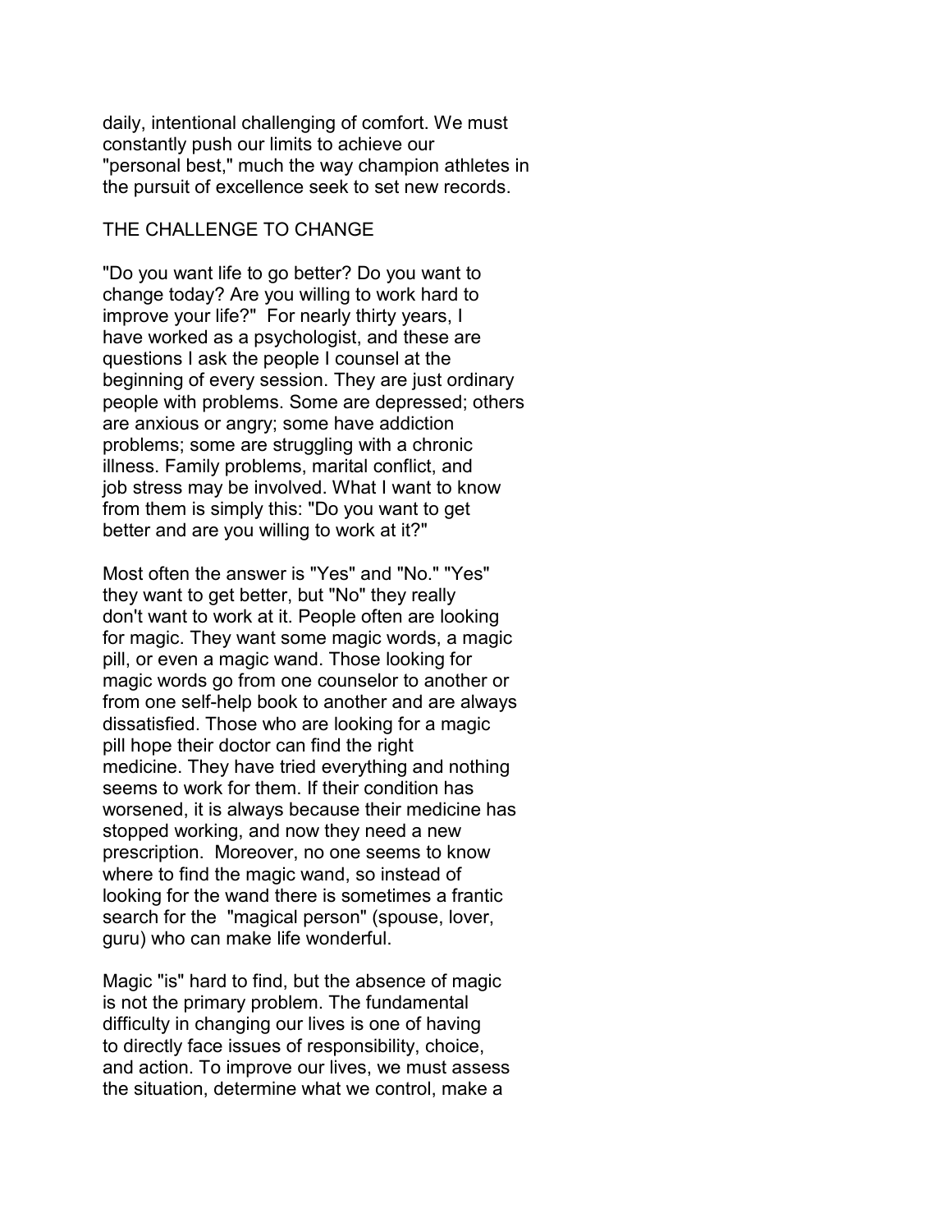daily, intentional challenging of comfort. We must constantly push our limits to achieve our "personal best," much the way champion athletes in the pursuit of excellence seek to set new records.

## THE CHALLENGE TO CHANGE

"Do you want life to go better? Do you want to change today? Are you willing to work hard to improve your life?" For nearly thirty years, I have worked as a psychologist, and these are questions I ask the people I counsel at the beginning of every session. They are just ordinary people with problems. Some are depressed; others are anxious or angry; some have addiction problems; some are struggling with a chronic illness. Family problems, marital conflict, and job stress may be involved. What I want to know from them is simply this: "Do you want to get better and are you willing to work at it?"

Most often the answer is "Yes" and "No." "Yes" they want to get better, but "No" they really don't want to work at it. People often are looking for magic. They want some magic words, a magic pill, or even a magic wand. Those looking for magic words go from one counselor to another or from one self-help book to another and are always dissatisfied. Those who are looking for a magic pill hope their doctor can find the right medicine. They have tried everything and nothing seems to work for them. If their condition has worsened, it is always because their medicine has stopped working, and now they need a new prescription. Moreover, no one seems to know where to find the magic wand, so instead of looking for the wand there is sometimes a frantic search for the "magical person" (spouse, lover, guru) who can make life wonderful.

Magic "is" hard to find, but the absence of magic is not the primary problem. The fundamental difficulty in changing our lives is one of having to directly face issues of responsibility, choice, and action. To improve our lives, we must assess the situation, determine what we control, make a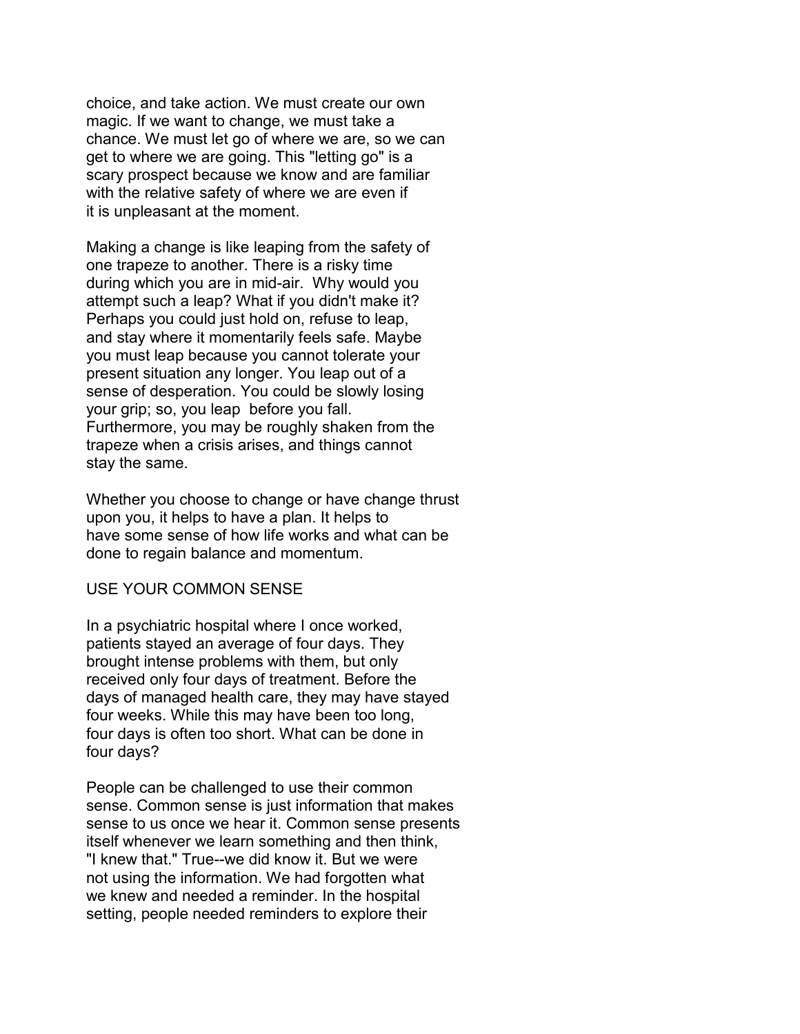choice, and take action. We must create our own magic. If we want to change, we must take a chance. We must let go of where we are, so we can get to where we are going. This "letting go" is a scary prospect because we know and are familiar with the relative safety of where we are even if it is unpleasant at the moment.

Making a change is like leaping from the safety of one trapeze to another. There is a risky time during which you are in mid-air. Why would you attempt such a leap? What if you didn't make it? Perhaps you could just hold on, refuse to leap, and stay where it momentarily feels safe. Maybe you must leap because you cannot tolerate your present situation any longer. You leap out of a sense of desperation. You could be slowly losing your grip; so, you leap before you fall. Furthermore, you may be roughly shaken from the trapeze when a crisis arises, and things cannot stay the same.

Whether you choose to change or have change thrust upon you, it helps to have a plan. It helps to have some sense of how life works and what can be done to regain balance and momentum.

## USE YOUR COMMON SENSE

In a psychiatric hospital where I once worked, patients stayed an average of four days. They brought intense problems with them, but only received only four days of treatment. Before the days of managed health care, they may have stayed four weeks. While this may have been too long, four days is often too short. What can be done in four days?

People can be challenged to use their common sense. Common sense is just information that makes sense to us once we hear it. Common sense presents itself whenever we learn something and then think, "I knew that." True--we did know it. But we were not using the information. We had forgotten what we knew and needed a reminder. In the hospital setting, people needed reminders to explore their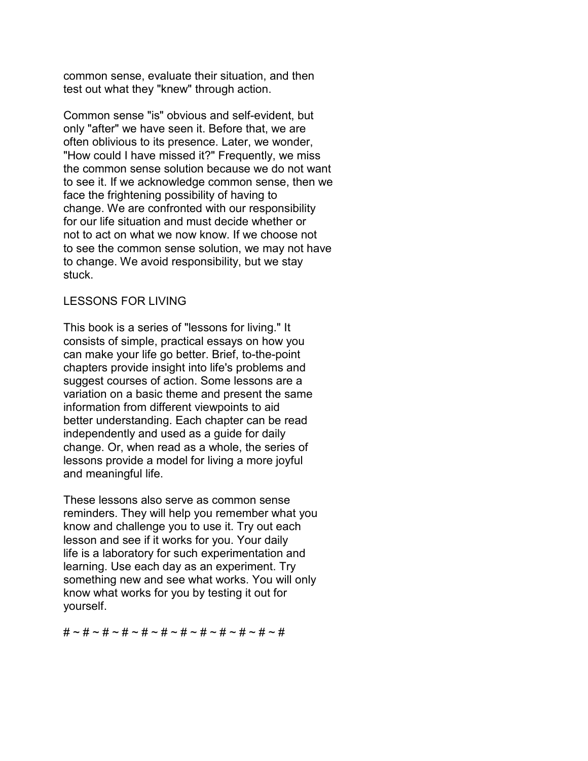common sense, evaluate their situation, and then test out what they "knew" through action.

Common sense "is" obvious and self-evident, but only "after" we have seen it. Before that, we are often oblivious to its presence. Later, we wonder, "How could I have missed it?" Frequently, we miss the common sense solution because we do not want to see it. If we acknowledge common sense, then we face the frightening possibility of having to change. We are confronted with our responsibility for our life situation and must decide whether or not to act on what we now know. If we choose not to see the common sense solution, we may not have to change. We avoid responsibility, but we stay stuck.

## LESSONS FOR LIVING

This book is a series of "lessons for living." It consists of simple, practical essays on how you can make your life go better. Brief, to-the-point chapters provide insight into life's problems and suggest courses of action. Some lessons are a variation on a basic theme and present the same information from different viewpoints to aid better understanding. Each chapter can be read independently and used as a guide for daily change. Or, when read as a whole, the series of lessons provide a model for living a more joyful and meaningful life.

These lessons also serve as common sense reminders. They will help you remember what you know and challenge you to use it. Try out each lesson and see if it works for you. Your daily life is a laboratory for such experimentation and learning. Use each day as an experiment. Try something new and see what works. You will only know what works for you by testing it out for yourself.

# ~ # ~ # ~ # ~ # ~ # ~ # ~ # ~ # ~ # ~ # ~ #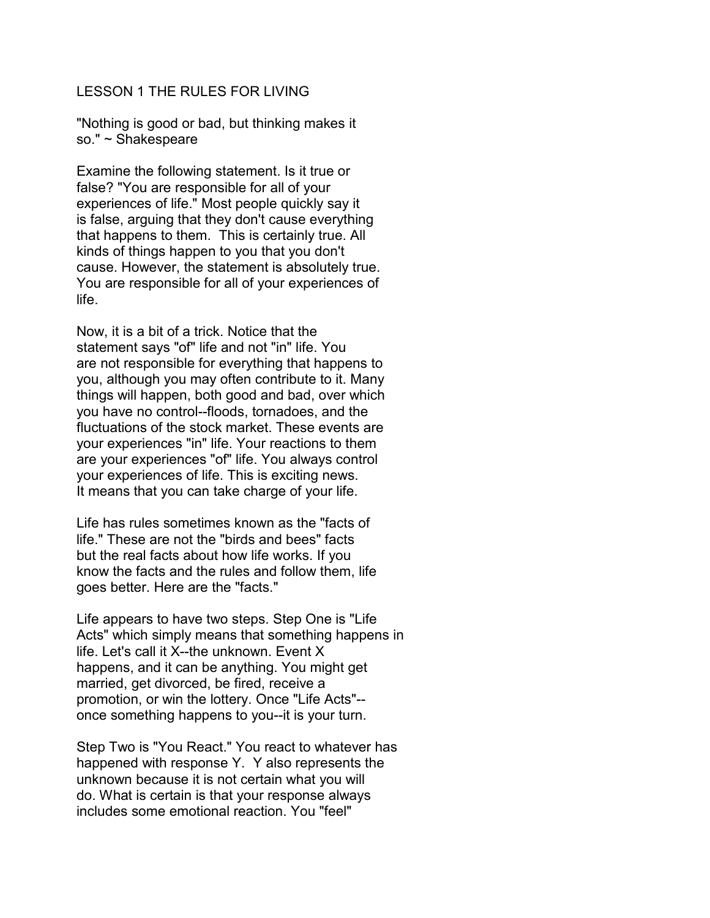## LESSON 1 THE RULES FOR LIVING

"Nothing is good or bad, but thinking makes it so." ~ Shakespeare

Examine the following statement. Is it true or false? "You are responsible for all of your experiences of life." Most people quickly say it is false, arguing that they don't cause everything that happens to them. This is certainly true. All kinds of things happen to you that you don't cause. However, the statement is absolutely true. You are responsible for all of your experiences of life.

Now, it is a bit of a trick. Notice that the statement says "of" life and not "in" life. You are not responsible for everything that happens to you, although you may often contribute to it. Many things will happen, both good and bad, over which you have no control--floods, tornadoes, and the fluctuations of the stock market. These events are your experiences "in" life. Your reactions to them are your experiences "of" life. You always control your experiences of life. This is exciting news. It means that you can take charge of your life.

Life has rules sometimes known as the "facts of life." These are not the "birds and bees" facts but the real facts about how life works. If you know the facts and the rules and follow them, life goes better. Here are the "facts."

Life appears to have two steps. Step One is "Life Acts" which simply means that something happens in life. Let's call it X--the unknown. Event X happens, and it can be anything. You might get married, get divorced, be fired, receive a promotion, or win the lottery. Once "Life Acts"--once something happens to you--it is your turn.

Step Two is "You React." You react to whatever has happened with response Y. Y also represents the unknown because it is not certain what you will do. What is certain is that your response always includes some emotional reaction. You "feel"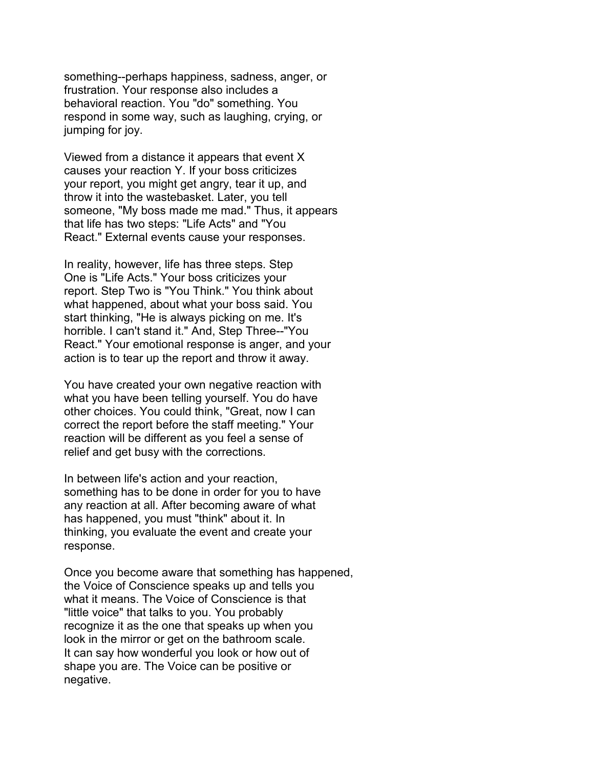something--perhaps happiness, sadness, anger, or frustration. Your response also includes a behavioral reaction. You "do" something. You respond in some way, such as laughing, crying, or jumping for joy.

Viewed from a distance it appears that event X causes your reaction Y. If your boss criticizes your report, you might get angry, tear it up, and throw it into the wastebasket. Later, you tell someone, "My boss made me mad." Thus, it appears that life has two steps: "Life Acts" and "You React." External events cause your responses.

In reality, however, life has three steps. Step One is "Life Acts." Your boss criticizes your report. Step Two is "You Think." You think about what happened, about what your boss said. You start thinking, "He is always picking on me. It's horrible. I can't stand it." And, Step Three--"You React." Your emotional response is anger, and your action is to tear up the report and throw it away.

You have created your own negative reaction with what you have been telling yourself. You do have other choices. You could think, "Great, now I can correct the report before the staff meeting." Your reaction will be different as you feel a sense of relief and get busy with the corrections.

In between life's action and your reaction, something has to be done in order for you to have any reaction at all. After becoming aware of what has happened, you must "think" about it. In thinking, you evaluate the event and create your response.

Once you become aware that something has happened, the Voice of Conscience speaks up and tells you what it means. The Voice of Conscience is that "little voice" that talks to you. You probably recognize it as the one that speaks up when you look in the mirror or get on the bathroom scale. It can say how wonderful you look or how out of shape you are. The Voice can be positive or negative.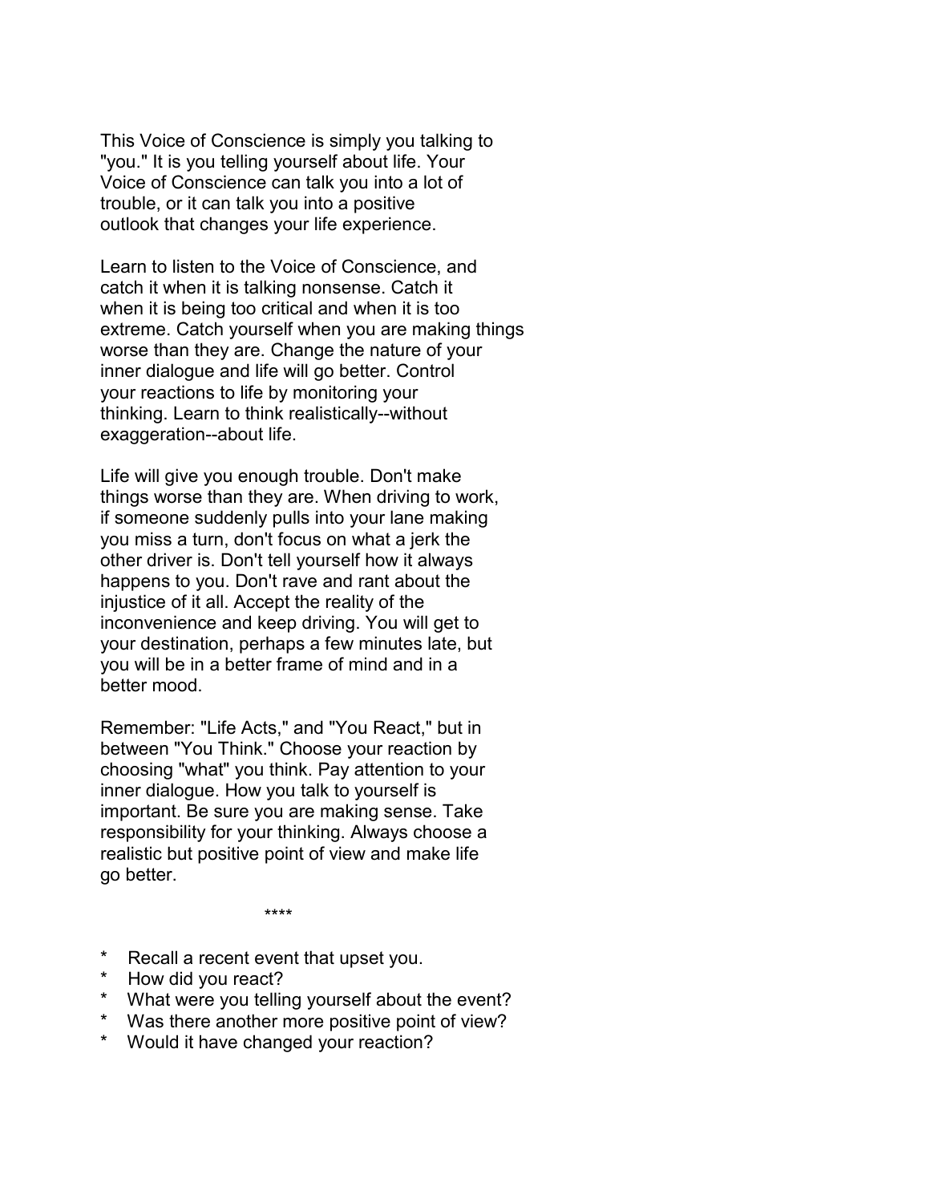This Voice of Conscience is simply you talking to "you." It is you telling yourself about life. Your Voice of Conscience can talk you into a lot of trouble, or it can talk you into a positive outlook that changes your life experience.

Learn to listen to the Voice of Conscience, and catch it when it is talking nonsense. Catch it when it is being too critical and when it is too extreme. Catch yourself when you are making things worse than they are. Change the nature of your inner dialogue and life will go better. Control your reactions to life by monitoring your thinking. Learn to think realistically--without exaggeration--about life.

Life will give you enough trouble. Don't make things worse than they are. When driving to work, if someone suddenly pulls into your lane making you miss a turn, don't focus on what a jerk the other driver is. Don't tell yourself how it always happens to you. Don't rave and rant about the injustice of it all. Accept the reality of the inconvenience and keep driving. You will get to your destination, perhaps a few minutes late, but you will be in a better frame of mind and in a better mood.

Remember: "Life Acts," and "You React," but in between "You Think." Choose your reaction by choosing "what" you think. Pay attention to your inner dialogue. How you talk to yourself is important. Be sure you are making sense. Take responsibility for your thinking. Always choose a realistic but positive point of view and make life go better.

****

* Recall a recent event that upset you.
* How did you react?
* What were you telling yourself about the event?
* Was there another more positive point of view?
* Would it have changed your reaction?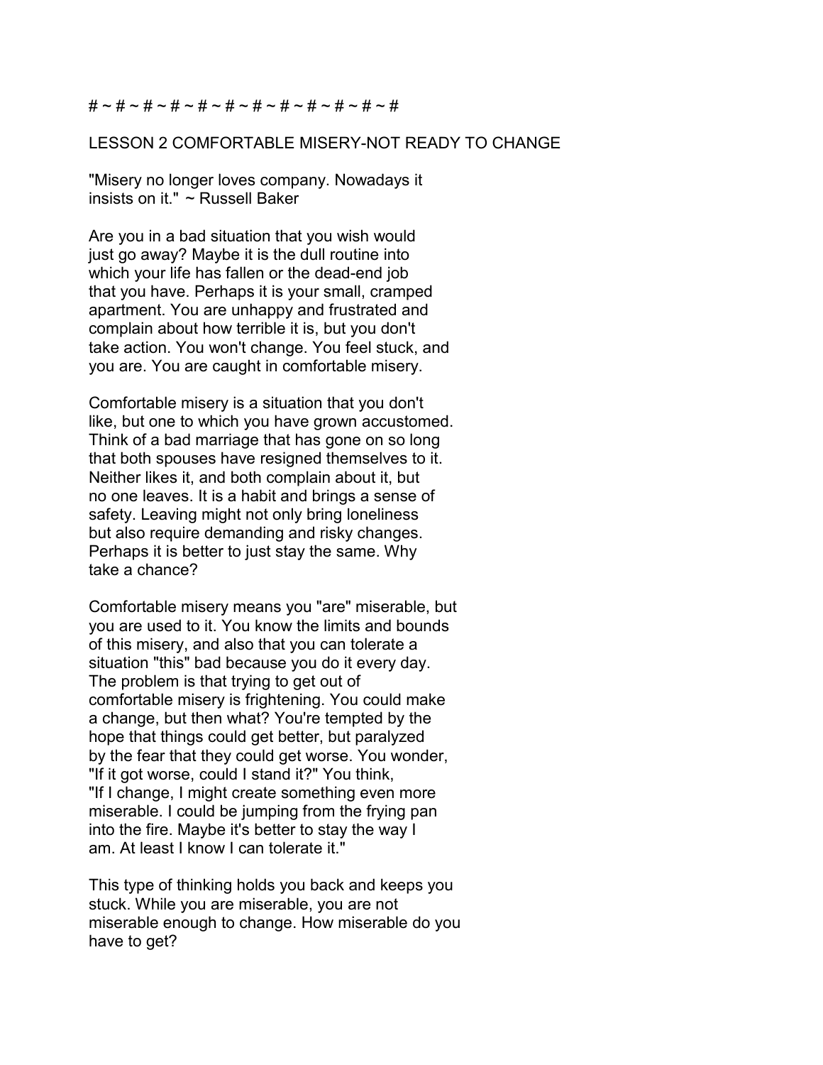# ~ # ~ # ~ # ~ # ~ # ~ # ~ # ~ # ~ # ~ # ~ #

## LESSON 2 COMFORTABLE MISERY-NOT READY TO CHANGE

"Misery no longer loves company. Nowadays it insists on it." ~ Russell Baker

Are you in a bad situation that you wish would just go away? Maybe it is the dull routine into which your life has fallen or the dead-end job that you have. Perhaps it is your small, cramped apartment. You are unhappy and frustrated and complain about how terrible it is, but you don't take action. You won't change. You feel stuck, and you are. You are caught in comfortable misery.

Comfortable misery is a situation that you don't like, but one to which you have grown accustomed. Think of a bad marriage that has gone on so long that both spouses have resigned themselves to it. Neither likes it, and both complain about it, but no one leaves. It is a habit and brings a sense of safety. Leaving might not only bring loneliness but also require demanding and risky changes. Perhaps it is better to just stay the same. Why take a chance?

Comfortable misery means you "are" miserable, but you are used to it. You know the limits and bounds of this misery, and also that you can tolerate a situation "this" bad because you do it every day. The problem is that trying to get out of comfortable misery is frightening. You could make a change, but then what? You're tempted by the hope that things could get better, but paralyzed by the fear that they could get worse. You wonder, "If it got worse, could I stand it?" You think, "If I change, I might create something even more miserable. I could be jumping from the frying pan into the fire. Maybe it's better to stay the way I am. At least I know I can tolerate it."

This type of thinking holds you back and keeps you stuck. While you are miserable, you are not miserable enough to change. How miserable do you have to get?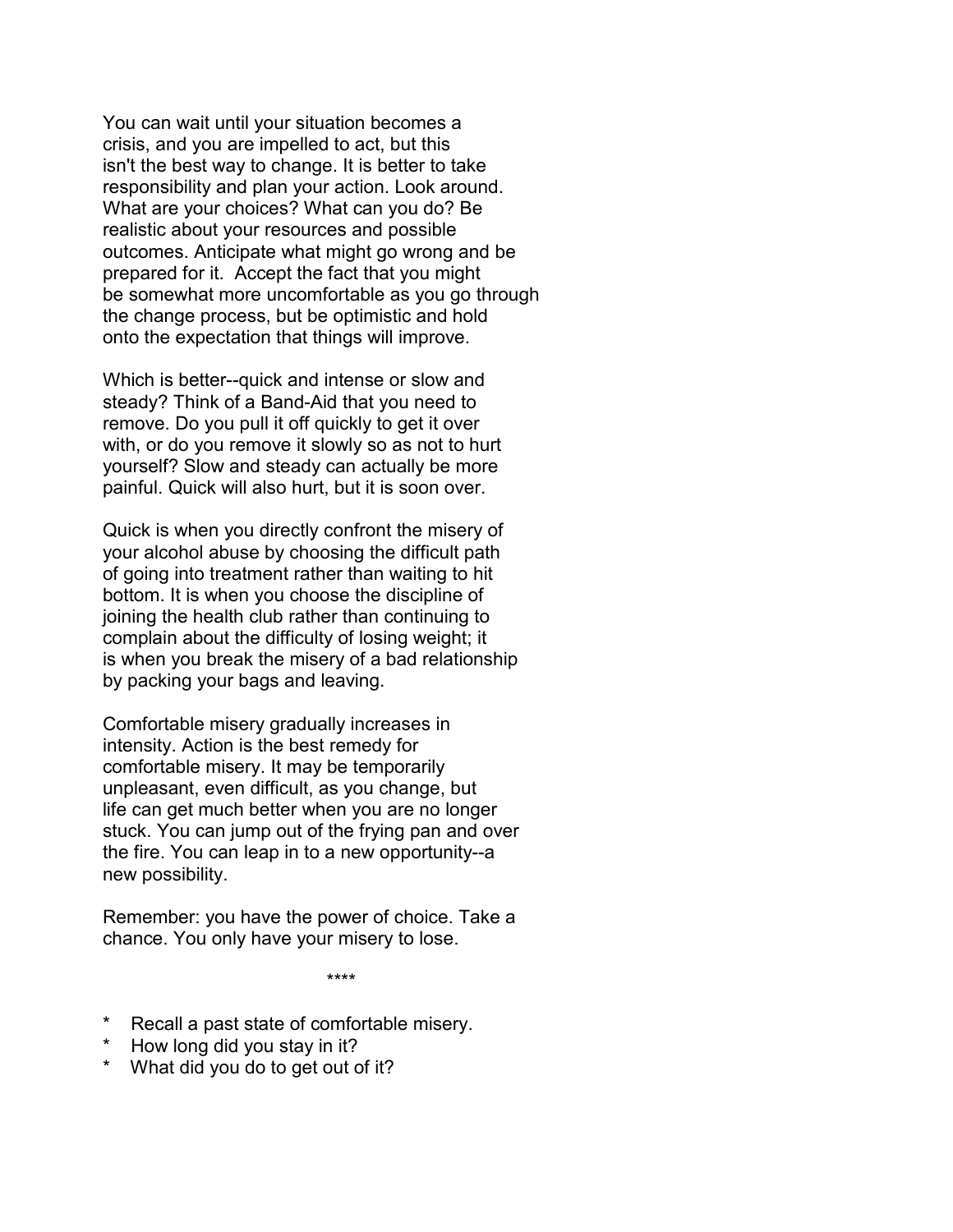You can wait until your situation becomes a crisis, and you are impelled to act, but this isn't the best way to change. It is better to take responsibility and plan your action. Look around. What are your choices? What can you do? Be realistic about your resources and possible outcomes. Anticipate what might go wrong and be prepared for it. Accept the fact that you might be somewhat more uncomfortable as you go through the change process, but be optimistic and hold onto the expectation that things will improve.

Which is better--quick and intense or slow and steady? Think of a Band-Aid that you need to remove. Do you pull it off quickly to get it over with, or do you remove it slowly so as not to hurt yourself? Slow and steady can actually be more painful. Quick will also hurt, but it is soon over.

Quick is when you directly confront the misery of your alcohol abuse by choosing the difficult path of going into treatment rather than waiting to hit bottom. It is when you choose the discipline of joining the health club rather than continuing to complain about the difficulty of losing weight; it is when you break the misery of a bad relationship by packing your bags and leaving.

Comfortable misery gradually increases in intensity. Action is the best remedy for comfortable misery. It may be temporarily unpleasant, even difficult, as you change, but life can get much better when you are no longer stuck. You can jump out of the frying pan and over the fire. You can leap in to a new opportunity--a new possibility.

Remember: you have the power of choice. Take a chance. You only have your misery to lose.

****

* Recall a past state of comfortable misery.
* How long did you stay in it?
* What did you do to get out of it?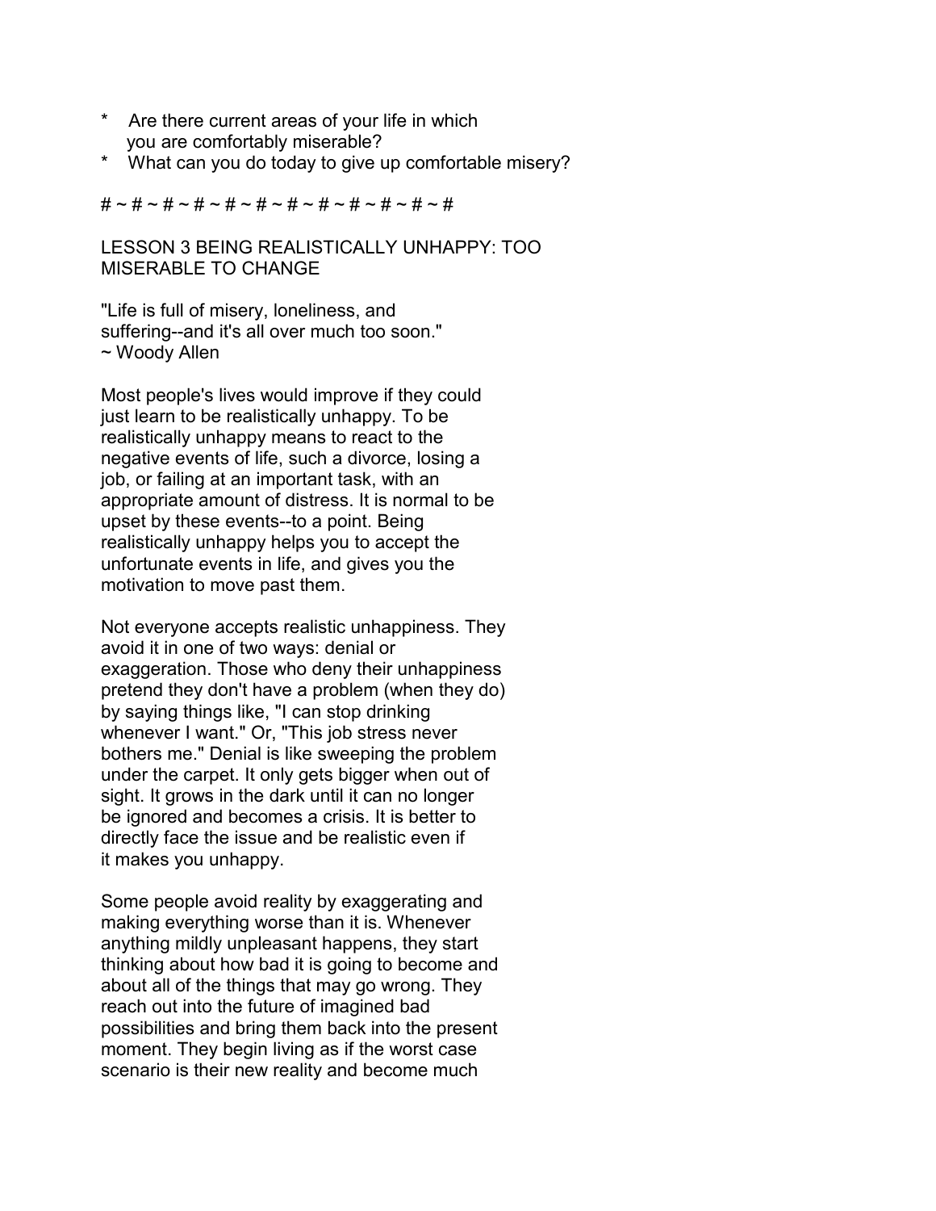* Are there current areas of your life in which you are comfortably miserable?
* What can you do today to give up comfortable misery?

# ~ # ~ # ~ # ~ # ~ # ~ # ~ # ~ # ~ # ~ # ~ # ~ #

## LESSON 3 BEING REALISTICALLY UNHAPPY: TOO MISERABLE TO CHANGE

"Life is full of misery, loneliness, and suffering--and it's all over much too soon."
~ Woody Allen

Most people's lives would improve if they could just learn to be realistically unhappy. To be realistically unhappy means to react to the negative events of life, such a divorce, losing a job, or failing at an important task, with an appropriate amount of distress. It is normal to be upset by these events--to a point. Being realistically unhappy helps you to accept the unfortunate events in life, and gives you the motivation to move past them.

Not everyone accepts realistic unhappiness. They avoid it in one of two ways: denial or exaggeration. Those who deny their unhappiness pretend they don't have a problem (when they do) by saying things like, "I can stop drinking whenever I want." Or, "This job stress never bothers me." Denial is like sweeping the problem under the carpet. It only gets bigger when out of sight. It grows in the dark until it can no longer be ignored and becomes a crisis. It is better to directly face the issue and be realistic even if it makes you unhappy.

Some people avoid reality by exaggerating and making everything worse than it is. Whenever anything mildly unpleasant happens, they start thinking about how bad it is going to become and about all of the things that may go wrong. They reach out into the future of imagined bad possibilities and bring them back into the present moment. They begin living as if the worst case scenario is their new reality and become much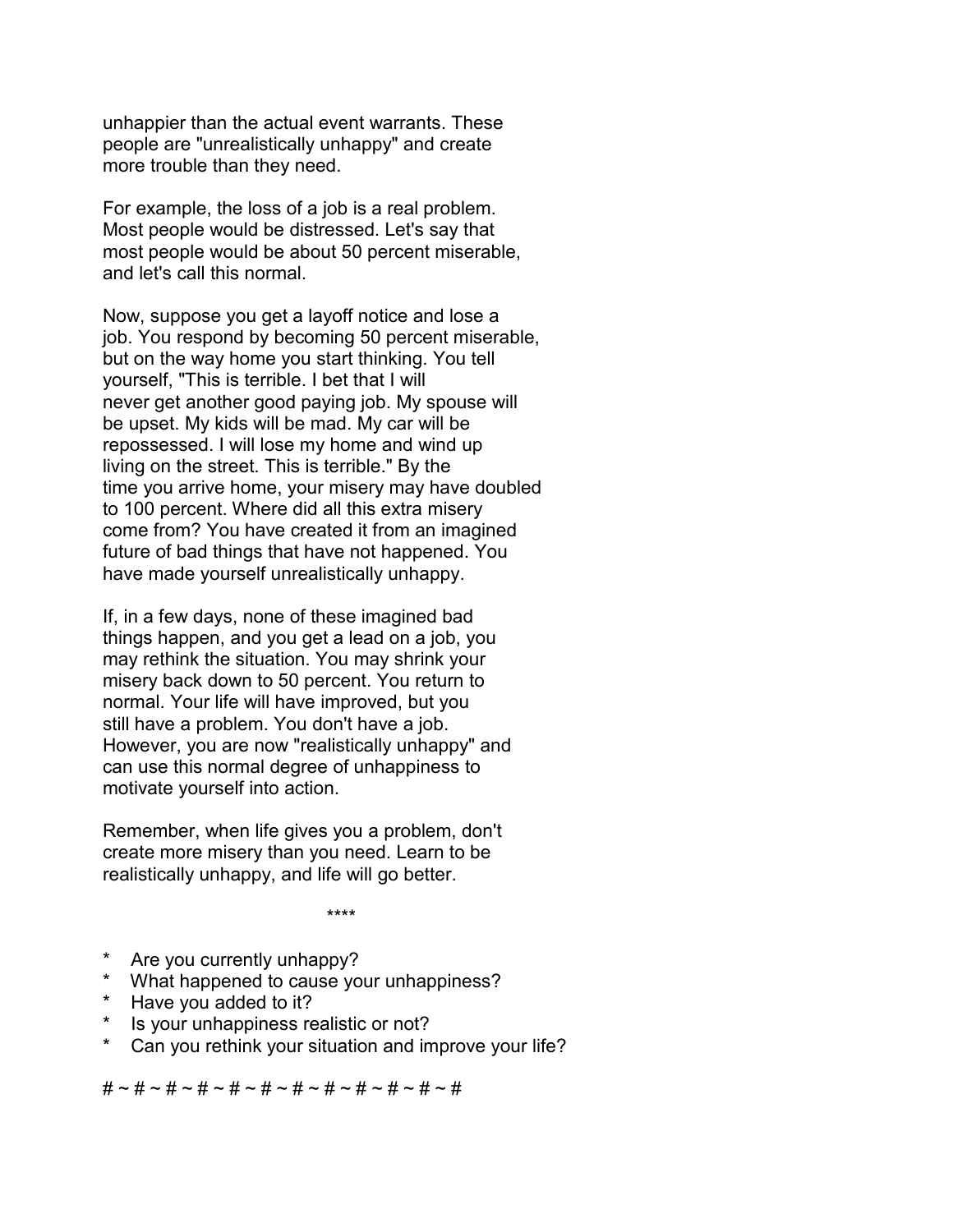unhappier than the actual event warrants. These people are "unrealistically unhappy" and create more trouble than they need.

For example, the loss of a job is a real problem. Most people would be distressed. Let's say that most people would be about 50 percent miserable, and let's call this normal.

Now, suppose you get a layoff notice and lose a job. You respond by becoming 50 percent miserable, but on the way home you start thinking. You tell yourself, "This is terrible. I bet that I will never get another good paying job. My spouse will be upset. My kids will be mad. My car will be repossessed. I will lose my home and wind up living on the street. This is terrible." By the time you arrive home, your misery may have doubled to 100 percent. Where did all this extra misery come from? You have created it from an imagined future of bad things that have not happened. You have made yourself unrealistically unhappy.

If, in a few days, none of these imagined bad things happen, and you get a lead on a job, you may rethink the situation. You may shrink your misery back down to 50 percent. You return to normal. Your life will have improved, but you still have a problem. You don't have a job. However, you are now "realistically unhappy" and can use this normal degree of unhappiness to motivate yourself into action.

Remember, when life gives you a problem, don't create more misery than you need. Learn to be realistically unhappy, and life will go better.

****

* Are you currently unhappy?
* What happened to cause your unhappiness?
* Have you added to it?
* Is your unhappiness realistic or not?
* Can you rethink your situation and improve your life?

# ~ # ~ # ~ # ~ # ~ # ~ # ~ # ~ # ~ # ~ # ~ #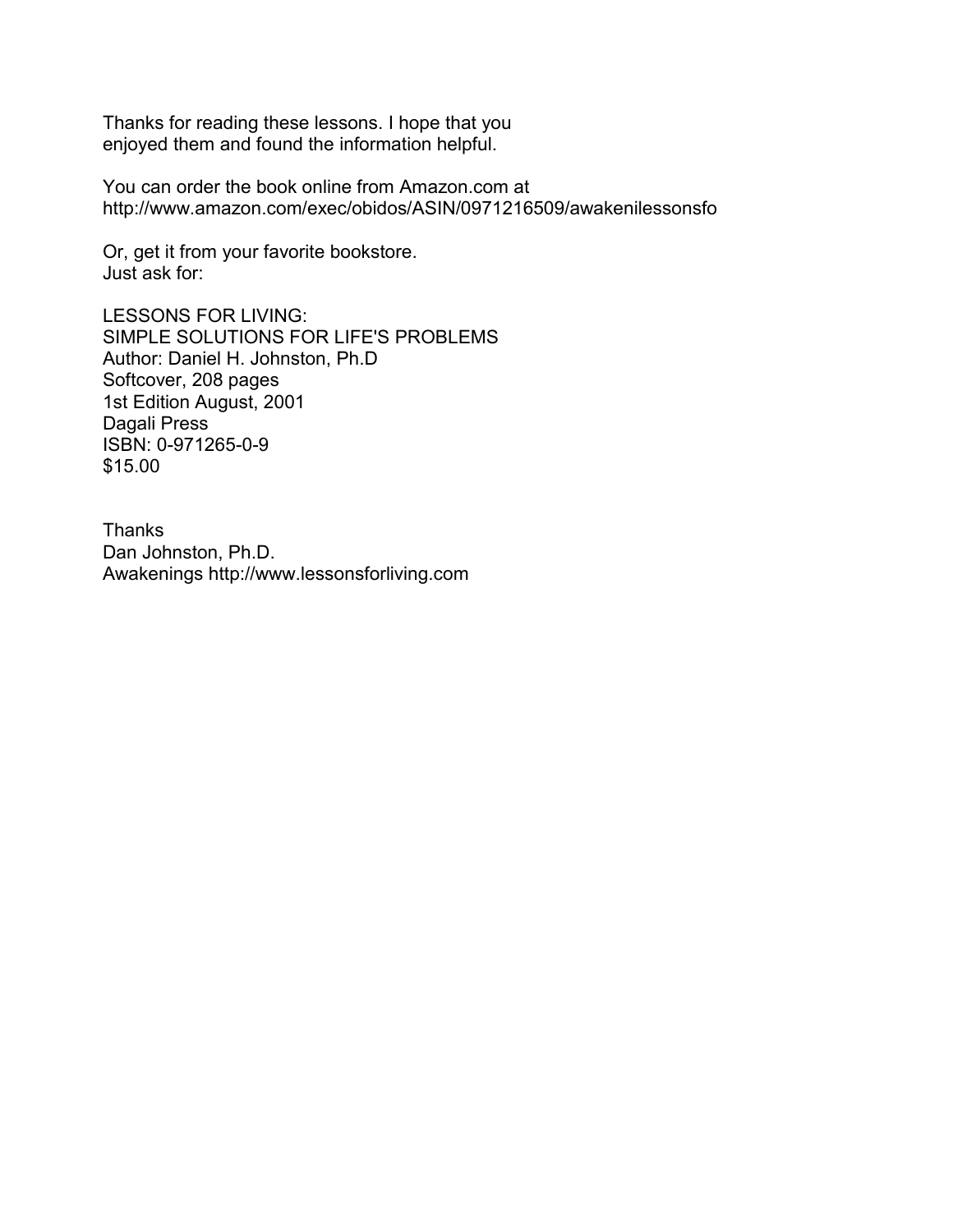Thanks for reading these lessons. I hope that you enjoyed them and found the information helpful.

You can order the book online from Amazon.com at http://www.amazon.com/exec/obidos/ASIN/0971216509/awakenilessonsfo

Or, get it from your favorite bookstore.
Just ask for:

LESSONS FOR LIVING:
SIMPLE SOLUTIONS FOR LIFE'S PROBLEMS
Author: Daniel H. Johnston, Ph.D
Softcover, 208 pages
1st Edition August, 2001
Dagali Press
ISBN: 0-971265-0-9
$15.00

Thanks
Dan Johnston, Ph.D.
Awakenings http://www.lessonsforliving.com